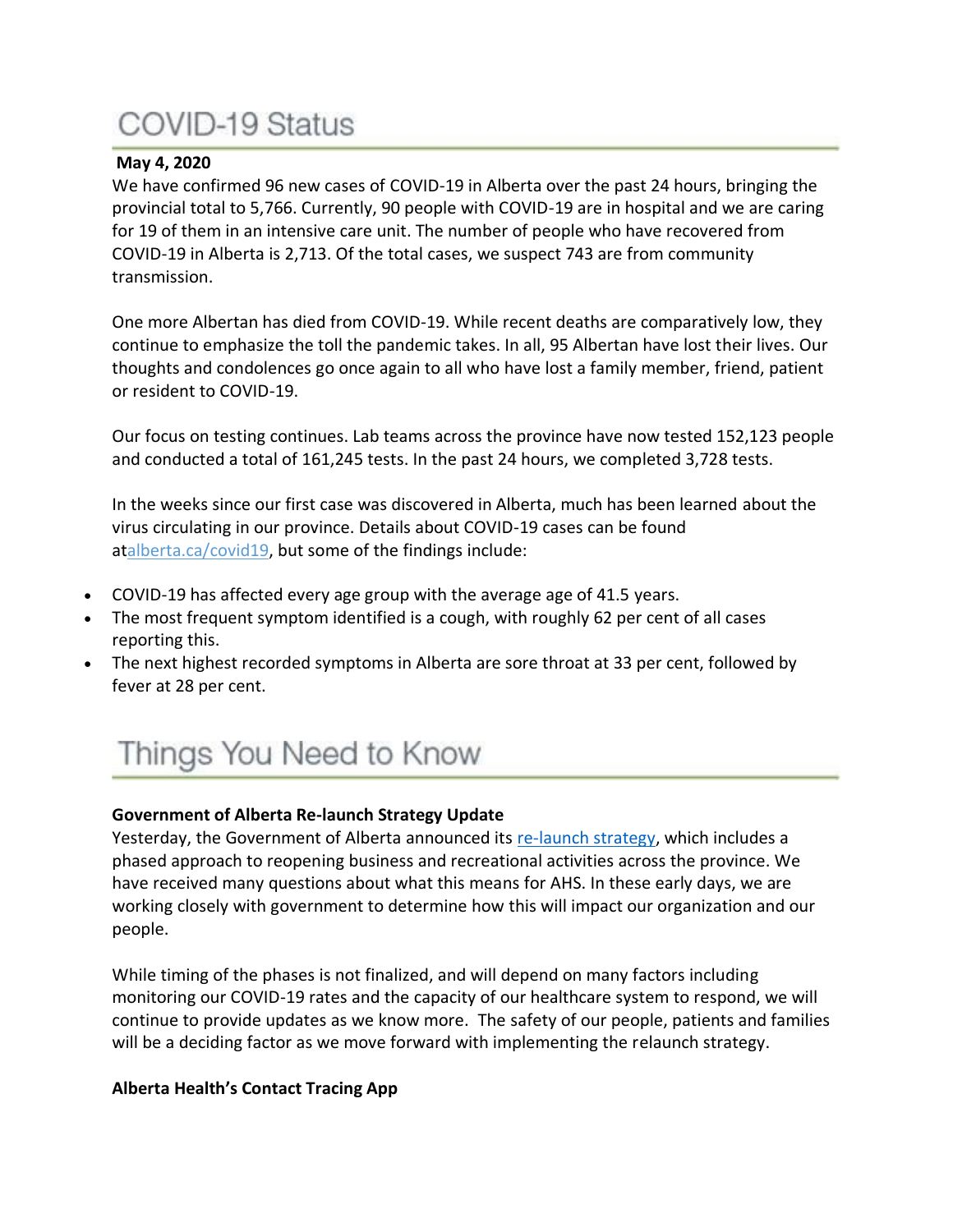# COVID-19 Status

**May 4, 2020**

We have confirmed 96 new cases of COVID-19 in Alberta over the past 24 hours, bringing the provincial total to 5,766. Currently, 90 people with COVID-19 are in hospital and we are caring for 19 of them in an intensive care unit. The number of people who have recovered from COVID-19 in Alberta is 2,713. Of the total cases, we suspect 743 are from community transmission.

One more Albertan has died from COVID-19. While recent deaths are comparatively low, they continue to emphasize the toll the pandemic takes. In all, 95 Albertan have lost their lives. Our thoughts and condolences go once again to all who have lost a family member, friend, patient or resident to COVID-19.

Our focus on testing continues. Lab teams across the province have now tested 152,123 people and conducted a total of 161,245 tests. In the past 24 hours, we completed 3,728 tests.

In the weeks since our first case was discovered in Alberta, much has been learned about the virus circulating in our province. Details about COVID-19 cases can be found atalberta.ca/covid19, but some of the findings include:

- COVID-19 has affected every age group with the average age of 41.5 years.
- The most frequent symptom identified is a cough, with roughly 62 per cent of all cases reporting this.
- The next highest recorded symptoms in Alberta are sore throat at 33 per cent, followed by fever at 28 per cent.

# Things You Need to Know

**Government of Alberta Re-launch Strategy Update**

Yesterday, the Government of Alberta announced its re-launch strategy, which includes a phased approach to reopening business and recreational activities across the province. We have received many questions about what this means for AHS. In these early days, we are working closely with government to determine how this will impact our organization and our people.

While timing of the phases is not finalized, and will depend on many factors including monitoring our COVID-19 rates and the capacity of our healthcare system to respond, we will continue to provide updates as we know more. The safety of our people, patients and families will be a deciding factor as we move forward with implementing the relaunch strategy.

**Alberta Health's Contact Tracing App**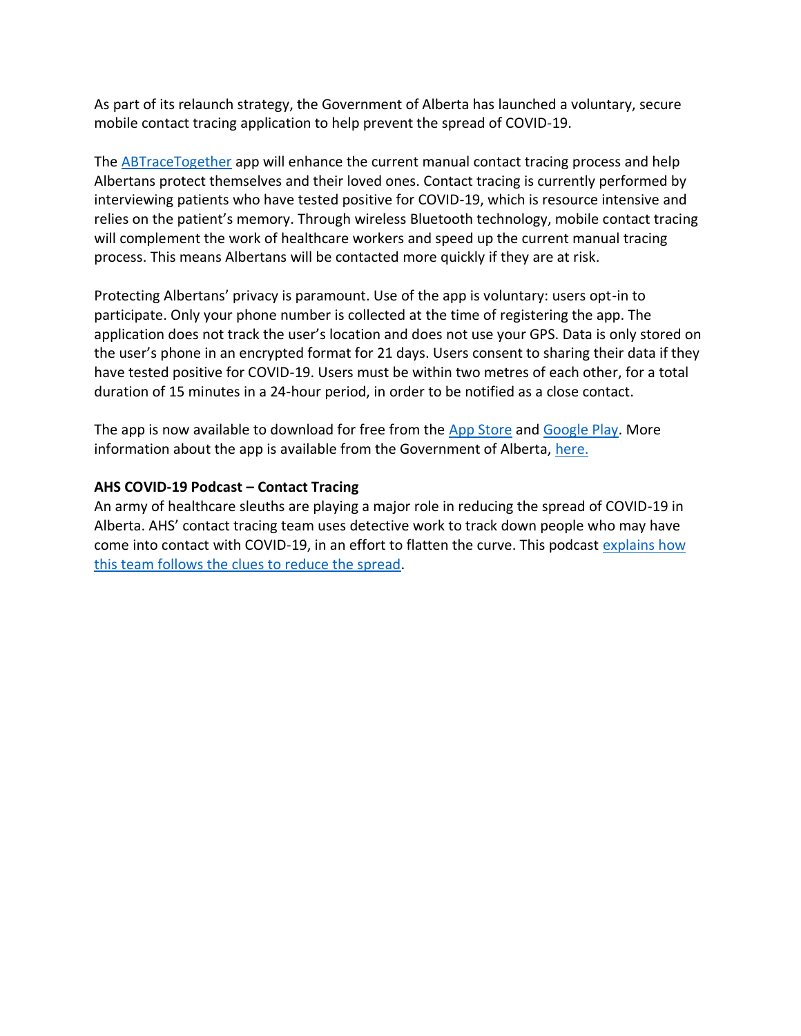As part of its relaunch strategy, the Government of Alberta has launched a voluntary, secure mobile contact tracing application to help prevent the spread of COVID-19.

The ABTraceTogether app will enhance the current manual contact tracing process and help Albertans protect themselves and their loved ones. Contact tracing is currently performed by interviewing patients who have tested positive for COVID-19, which is resource intensive and relies on the patient's memory. Through wireless Bluetooth technology, mobile contact tracing will complement the work of healthcare workers and speed up the current manual tracing process. This means Albertans will be contacted more quickly if they are at risk.

Protecting Albertans' privacy is paramount. Use of the app is voluntary: users opt-in to participate. Only your phone number is collected at the time of registering the app. The application does not track the user's location and does not use your GPS. Data is only stored on the user's phone in an encrypted format for 21 days. Users consent to sharing their data if they have tested positive for COVID-19. Users must be within two metres of each other, for a total duration of 15 minutes in a 24-hour period, in order to be notified as a close contact.

The app is now available to download for free from the App Store and Google Play. More information about the app is available from the Government of Alberta, here.

**AHS COVID-19 Podcast – Contact Tracing**

An army of healthcare sleuths are playing a major role in reducing the spread of COVID-19 in Alberta. AHS' contact tracing team uses detective work to track down people who may have come into contact with COVID-19, in an effort to flatten the curve. This podcast explains how this team follows the clues to reduce the spread.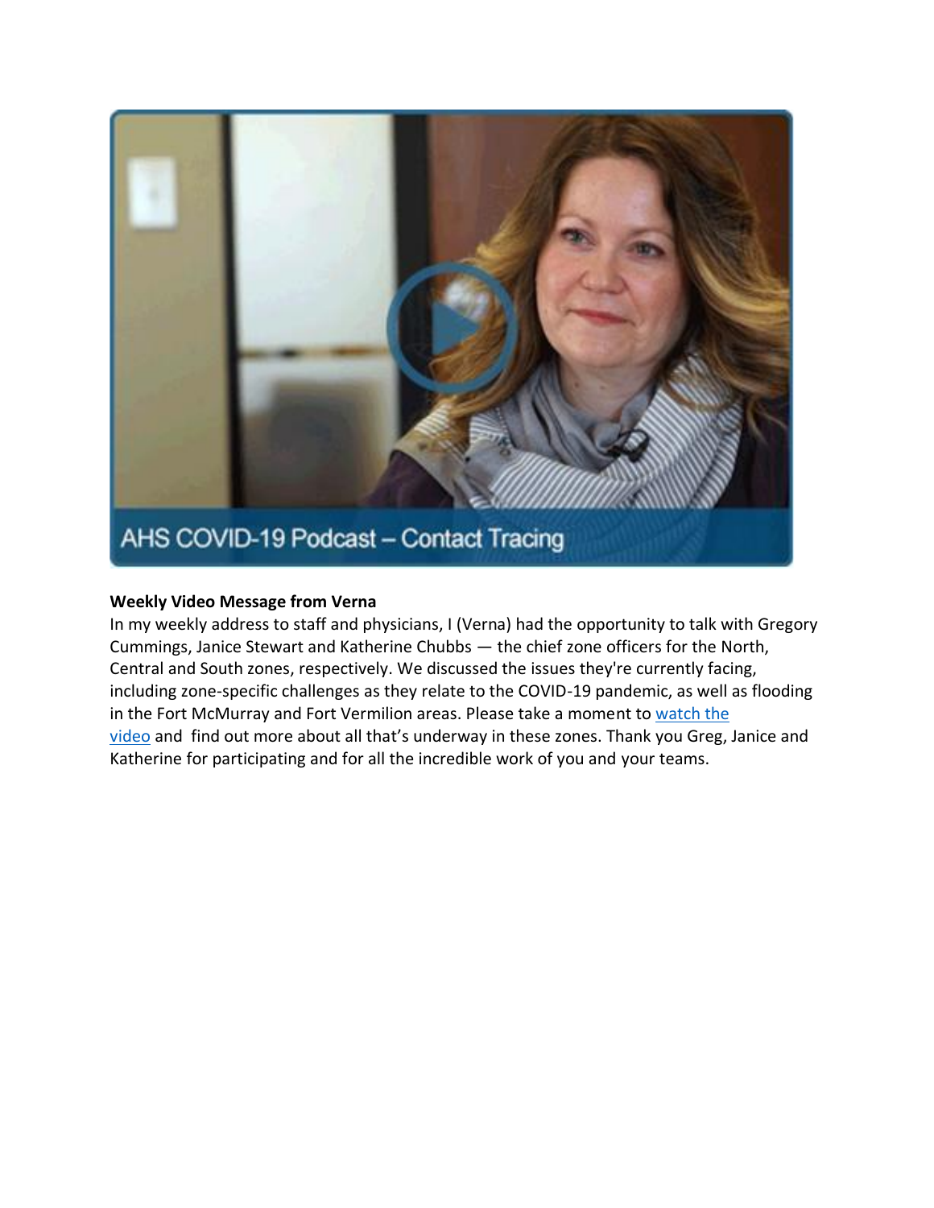AHS COVID-19 Podcast – Contact Tracing

**Weekly Video Message from Verna**

In my weekly address to staff and physicians, I (Verna) had the opportunity to talk with Gregory Cummings, Janice Stewart and Katherine Chubbs — the chief zone officers for the North, Central and South zones, respectively. We discussed the issues they're currently facing, including zone-specific challenges as they relate to the COVID-19 pandemic, as well as flooding in the Fort McMurray and Fort Vermilion areas. Please take a moment to watch the video and find out more about all that's underway in these zones. Thank you Greg, Janice and Katherine for participating and for all the incredible work of you and your teams.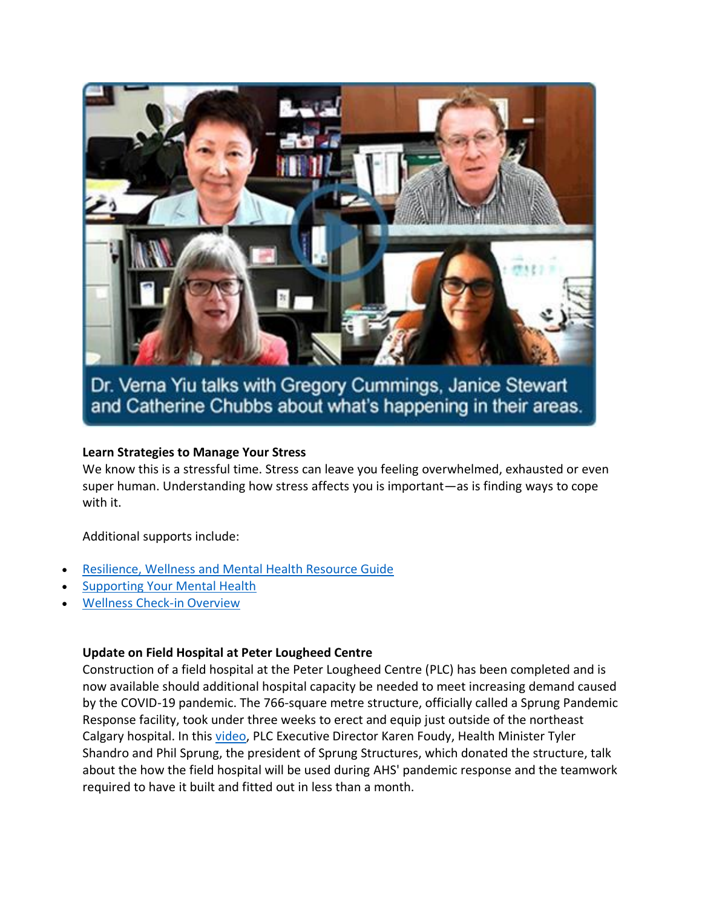Dr. Verna Yiu talks with Gregory Cummings, Janice Stewart and Catherine Chubbs about what's happening in their areas.

**Learn Strategies to Manage Your Stress**

We know this is a stressful time. Stress can leave you feeling overwhelmed, exhausted or even super human. Understanding how stress affects you is important—as is finding ways to cope with it.

Additional supports include:

- Resilience, Wellness and Mental Health Resource Guide
- Supporting Your Mental Health
- Wellness Check-in Overview

**Update on Field Hospital at Peter Lougheed Centre**

Construction of a field hospital at the Peter Lougheed Centre (PLC) has been completed and is now available should additional hospital capacity be needed to meet increasing demand caused by the COVID-19 pandemic. The 766-square metre structure, officially called a Sprung Pandemic Response facility, took under three weeks to erect and equip just outside of the northeast Calgary hospital. In this video, PLC Executive Director Karen Foudy, Health Minister Tyler Shandro and Phil Sprung, the president of Sprung Structures, which donated the structure, talk about the how the field hospital will be used during AHS' pandemic response and the teamwork required to have it built and fitted out in less than a month.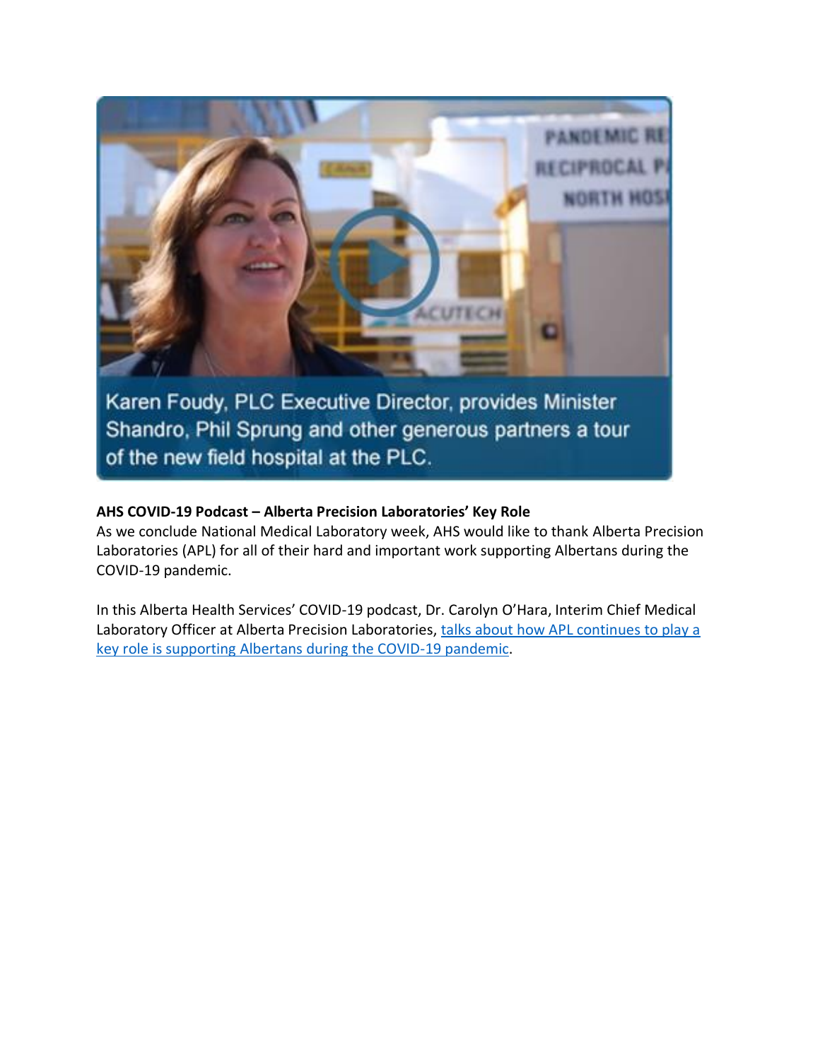Karen Foudy, PLC Executive Director, provides Minister Shandro, Phil Sprung and other generous partners a tour of the new field hospital at the PLC.

**AHS COVID-19 Podcast – Alberta Precision Laboratories' Key Role**

As we conclude National Medical Laboratory week, AHS would like to thank Alberta Precision Laboratories (APL) for all of their hard and important work supporting Albertans during the COVID-19 pandemic.

In this Alberta Health Services' COVID-19 podcast, Dr. Carolyn O'Hara, Interim Chief Medical Laboratory Officer at Alberta Precision Laboratories, talks about how APL continues to play a key role is supporting Albertans during the COVID-19 pandemic.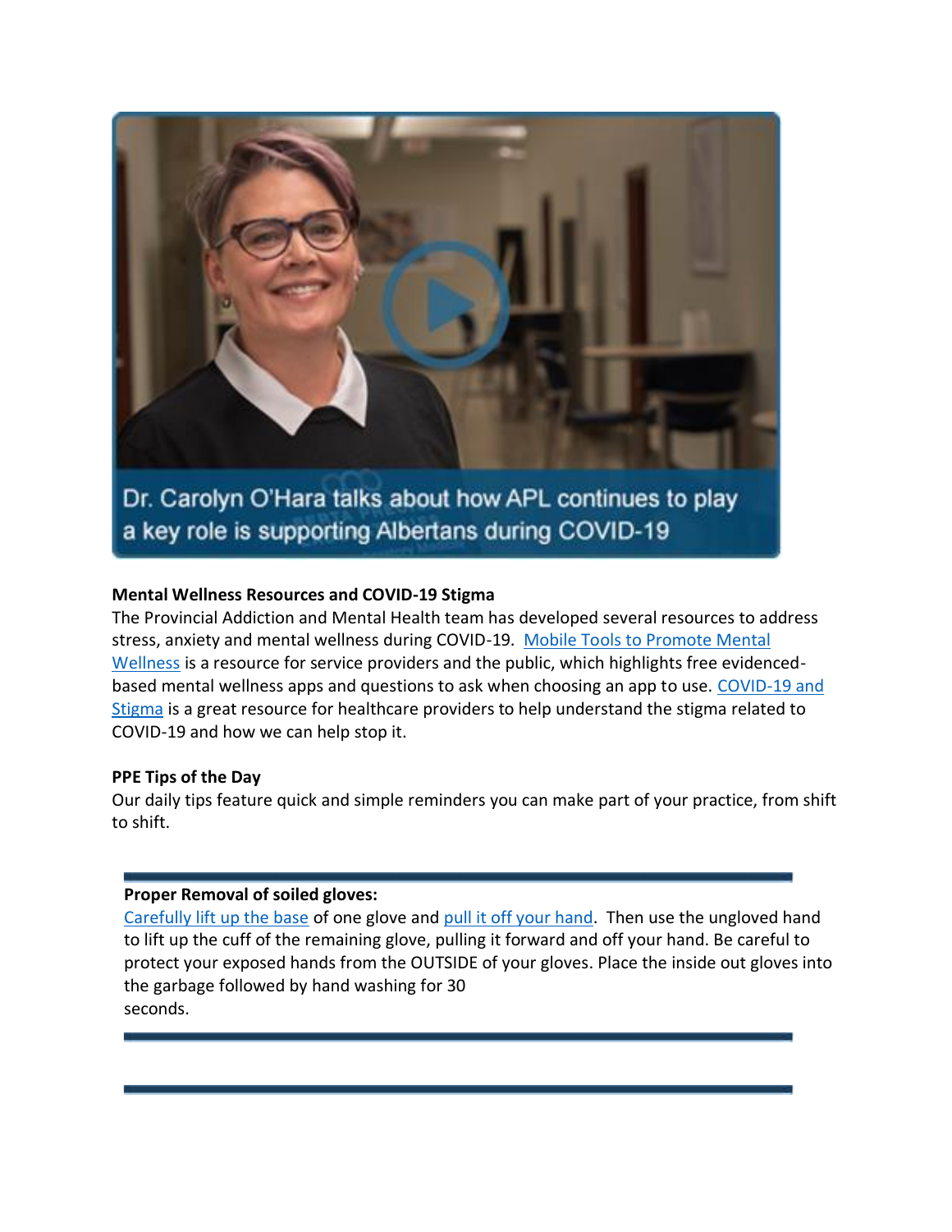Dr. Carolyn O'Hara talks about how APL continues to play a key role is supporting Albertans during COVID-19

**Mental Wellness Resources and COVID-19 Stigma**

The Provincial Addiction and Mental Health team has developed several resources to address stress, anxiety and mental wellness during COVID-19. [Mobile Tools to Promote Mental Wellness] is a resource for service providers and the public, which highlights free evidenced-based mental wellness apps and questions to ask when choosing an app to use. [COVID-19 and Stigma] is a great resource for healthcare providers to help understand the stigma related to COVID-19 and how we can help stop it.

**PPE Tips of the Day**

Our daily tips feature quick and simple reminders you can make part of your practice, from shift to shift.

---

**Proper Removal of soiled gloves:**

[Carefully lift up the base] of one glove and [pull it off your hand]. Then use the ungloved hand to lift up the cuff of the remaining glove, pulling it forward and off your hand. Be careful to protect your exposed hands from the OUTSIDE of your gloves. Place the inside out gloves into the garbage followed by hand washing for 30 seconds.

---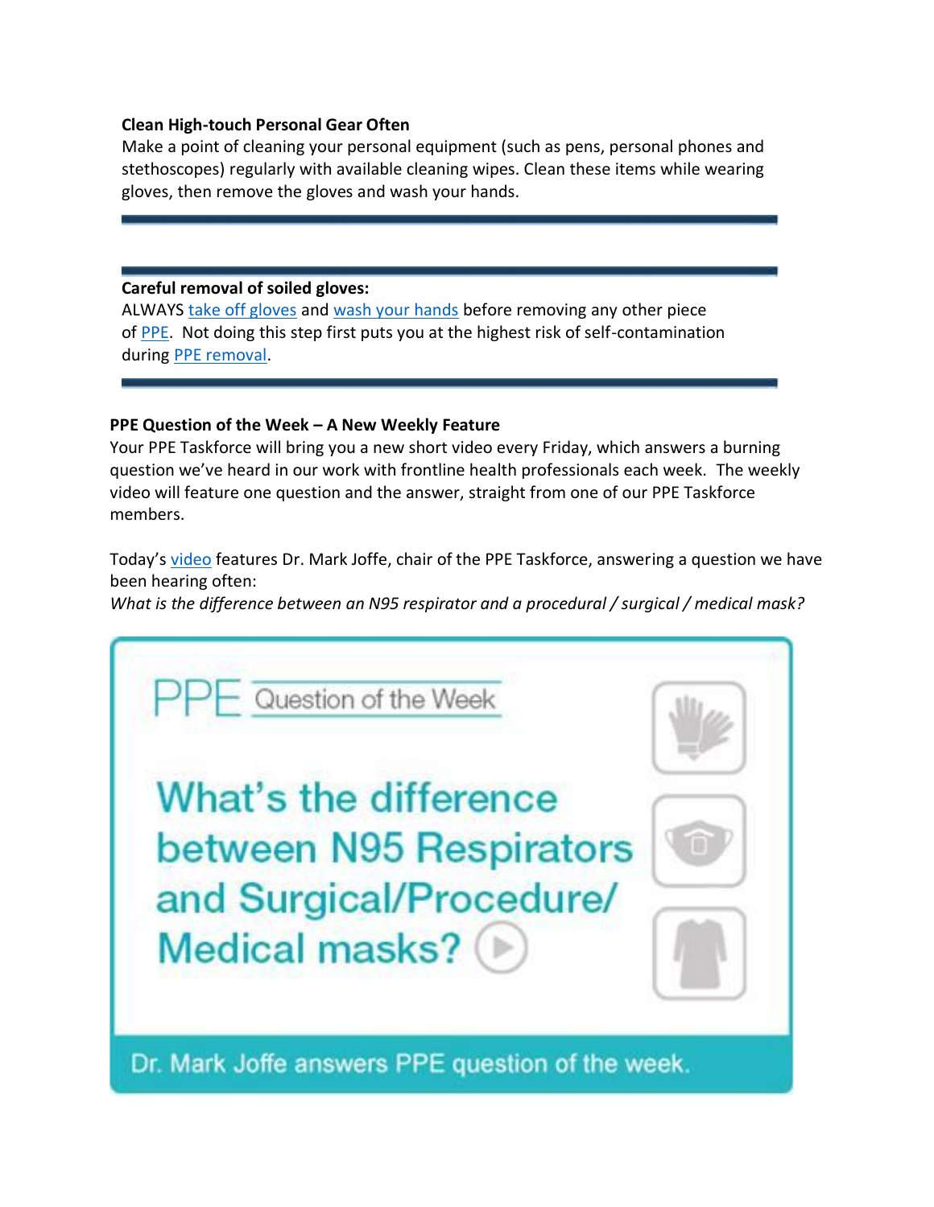**Clean High-touch Personal Gear Often**

Make a point of cleaning your personal equipment (such as pens, personal phones and stethoscopes) regularly with available cleaning wipes. Clean these items while wearing gloves, then remove the gloves and wash your hands.

---

---

**Careful removal of soiled gloves:**

ALWAYS take off gloves and wash your hands before removing any other piece of PPE. Not doing this step first puts you at the highest risk of self-contamination during PPE removal.

---

**PPE Question of the Week – A New Weekly Feature**

Your PPE Taskforce will bring you a new short video every Friday, which answers a burning question we've heard in our work with frontline health professionals each week. The weekly video will feature one question and the answer, straight from one of our PPE Taskforce members.

Today's video features Dr. Mark Joffe, chair of the PPE Taskforce, answering a question we have been hearing often:

*What is the difference between an N95 respirator and a procedural / surgical / medical mask?*

PPE Question of the Week

What's the difference between N95 Respirators and Surgical/Procedure/ Medical masks?

Dr. Mark Joffe answers PPE question of the week.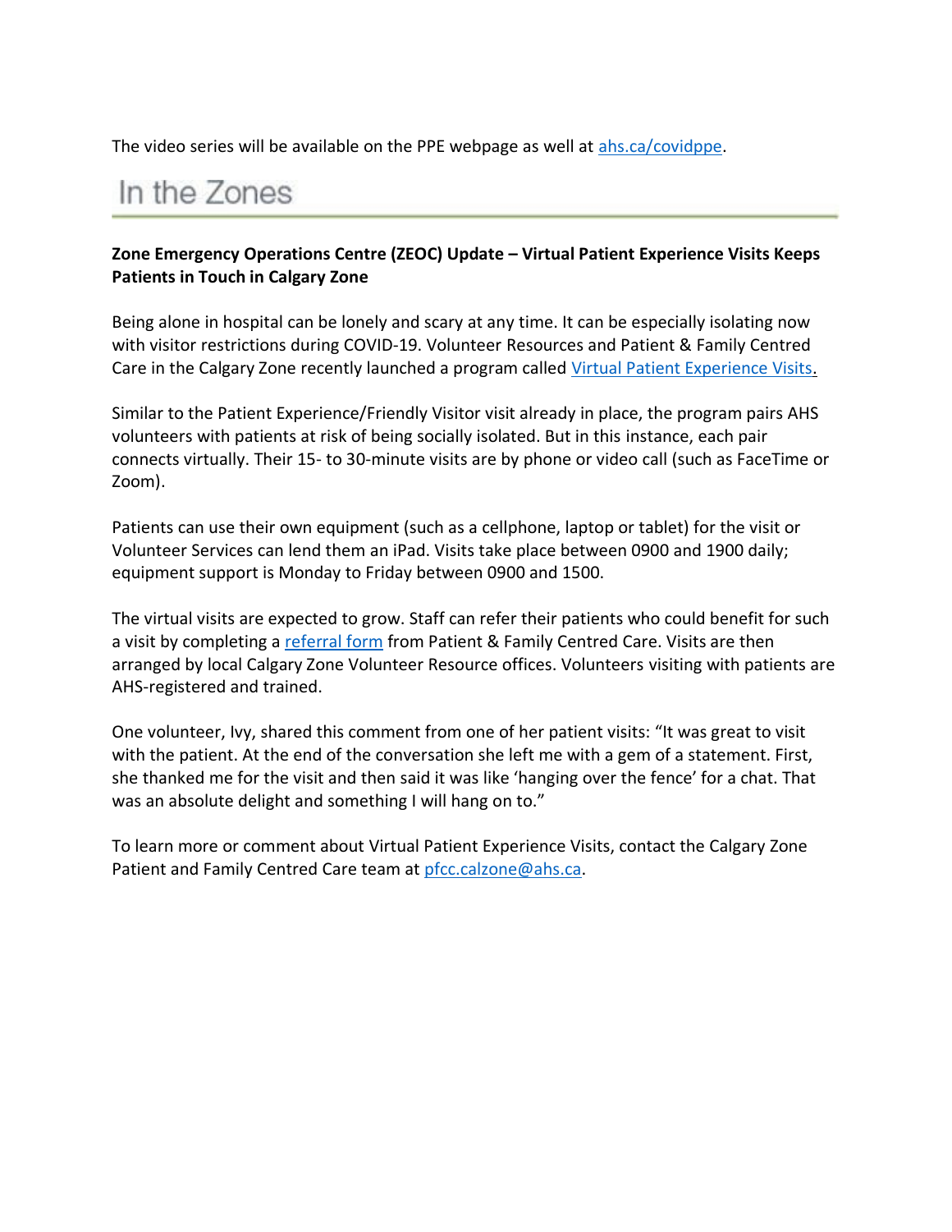The video series will be available on the PPE webpage as well at ahs.ca/covidppe.

## In the Zones

**Zone Emergency Operations Centre (ZEOC) Update – Virtual Patient Experience Visits Keeps Patients in Touch in Calgary Zone**

Being alone in hospital can be lonely and scary at any time. It can be especially isolating now with visitor restrictions during COVID-19. Volunteer Resources and Patient & Family Centred Care in the Calgary Zone recently launched a program called Virtual Patient Experience Visits.

Similar to the Patient Experience/Friendly Visitor visit already in place, the program pairs AHS volunteers with patients at risk of being socially isolated. But in this instance, each pair connects virtually. Their 15- to 30-minute visits are by phone or video call (such as FaceTime or Zoom).

Patients can use their own equipment (such as a cellphone, laptop or tablet) for the visit or Volunteer Services can lend them an iPad. Visits take place between 0900 and 1900 daily; equipment support is Monday to Friday between 0900 and 1500.

The virtual visits are expected to grow. Staff can refer their patients who could benefit for such a visit by completing a referral form from Patient & Family Centred Care. Visits are then arranged by local Calgary Zone Volunteer Resource offices. Volunteers visiting with patients are AHS-registered and trained.

One volunteer, Ivy, shared this comment from one of her patient visits: “It was great to visit with the patient. At the end of the conversation she left me with a gem of a statement. First, she thanked me for the visit and then said it was like ‘hanging over the fence’ for a chat. That was an absolute delight and something I will hang on to.”

To learn more or comment about Virtual Patient Experience Visits, contact the Calgary Zone Patient and Family Centred Care team at pfcc.calzone@ahs.ca.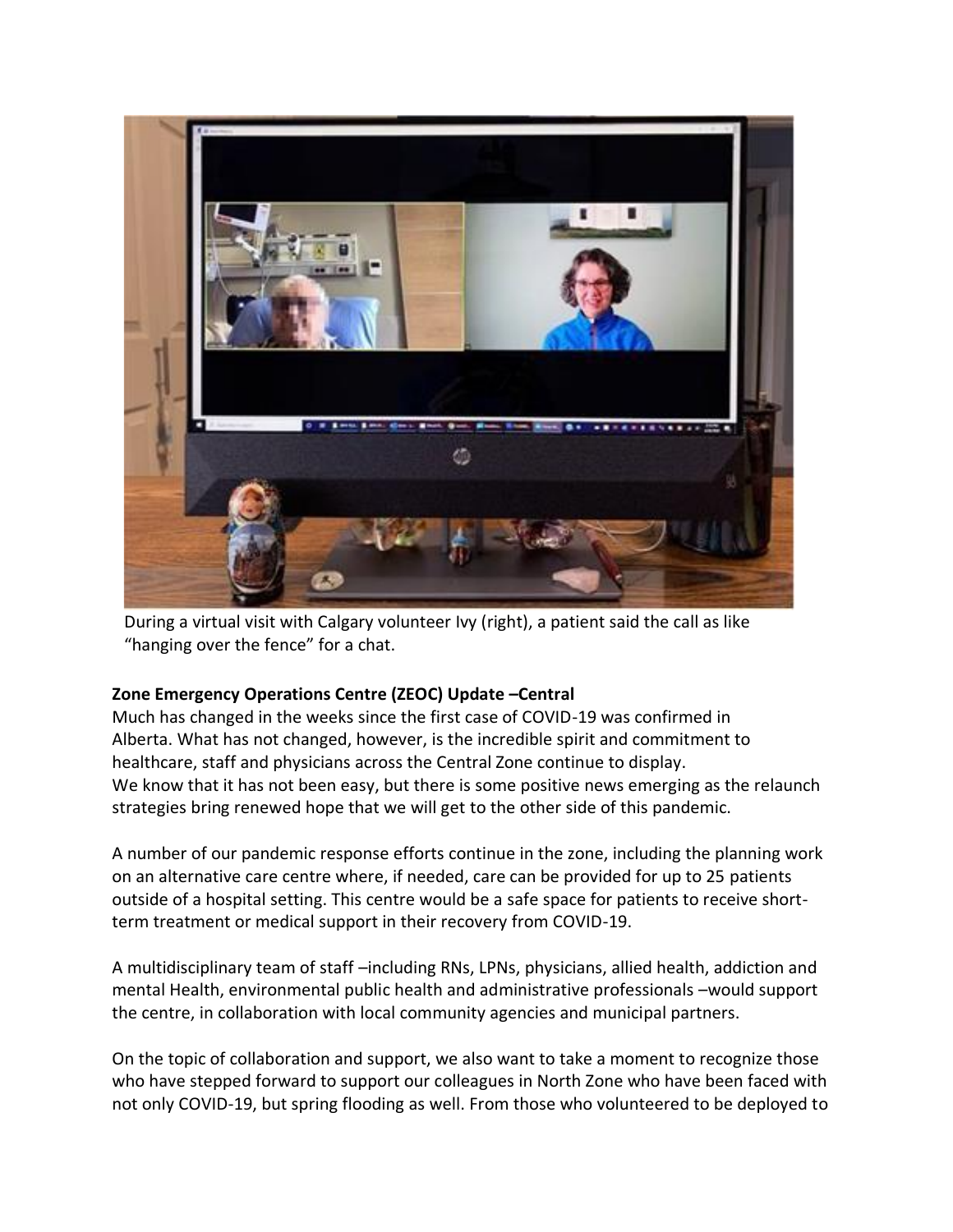During a virtual visit with Calgary volunteer Ivy (right), a patient said the call as like "hanging over the fence" for a chat.

**Zone Emergency Operations Centre (ZEOC) Update –Central**

Much has changed in the weeks since the first case of COVID-19 was confirmed in Alberta. What has not changed, however, is the incredible spirit and commitment to healthcare, staff and physicians across the Central Zone continue to display.
We know that it has not been easy, but there is some positive news emerging as the relaunch strategies bring renewed hope that we will get to the other side of this pandemic.

A number of our pandemic response efforts continue in the zone, including the planning work on an alternative care centre where, if needed, care can be provided for up to 25 patients outside of a hospital setting. This centre would be a safe space for patients to receive short-term treatment or medical support in their recovery from COVID-19.

A multidisciplinary team of staff –including RNs, LPNs, physicians, allied health, addiction and mental Health, environmental public health and administrative professionals –would support the centre, in collaboration with local community agencies and municipal partners.

On the topic of collaboration and support, we also want to take a moment to recognize those who have stepped forward to support our colleagues in North Zone who have been faced with not only COVID-19, but spring flooding as well. From those who volunteered to be deployed to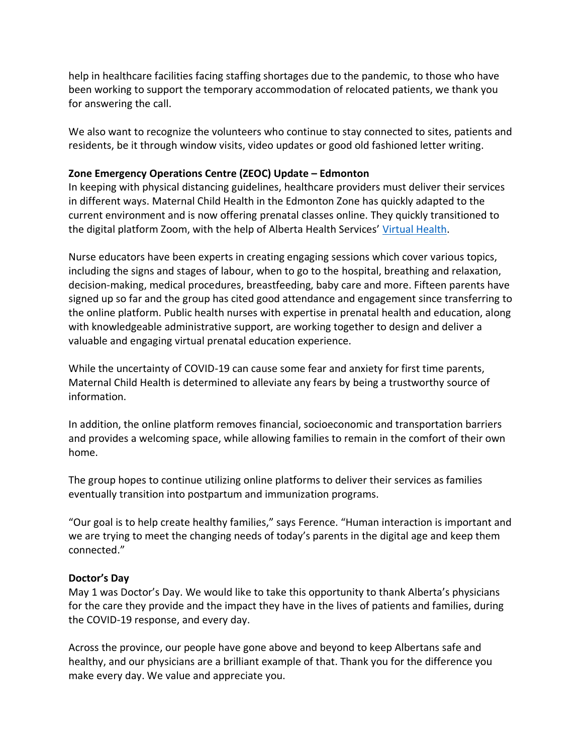help in healthcare facilities facing staffing shortages due to the pandemic, to those who have been working to support the temporary accommodation of relocated patients, we thank you for answering the call.

We also want to recognize the volunteers who continue to stay connected to sites, patients and residents, be it through window visits, video updates or good old fashioned letter writing.

**Zone Emergency Operations Centre (ZEOC) Update – Edmonton**

In keeping with physical distancing guidelines, healthcare providers must deliver their services in different ways. Maternal Child Health in the Edmonton Zone has quickly adapted to the current environment and is now offering prenatal classes online. They quickly transitioned to the digital platform Zoom, with the help of Alberta Health Services' Virtual Health.

Nurse educators have been experts in creating engaging sessions which cover various topics, including the signs and stages of labour, when to go to the hospital, breathing and relaxation, decision-making, medical procedures, breastfeeding, baby care and more. Fifteen parents have signed up so far and the group has cited good attendance and engagement since transferring to the online platform. Public health nurses with expertise in prenatal health and education, along with knowledgeable administrative support, are working together to design and deliver a valuable and engaging virtual prenatal education experience.

While the uncertainty of COVID-19 can cause some fear and anxiety for first time parents, Maternal Child Health is determined to alleviate any fears by being a trustworthy source of information.

In addition, the online platform removes financial, socioeconomic and transportation barriers and provides a welcoming space, while allowing families to remain in the comfort of their own home.

The group hopes to continue utilizing online platforms to deliver their services as families eventually transition into postpartum and immunization programs.

"Our goal is to help create healthy families," says Ference. "Human interaction is important and we are trying to meet the changing needs of today's parents in the digital age and keep them connected."

**Doctor's Day**

May 1 was Doctor's Day. We would like to take this opportunity to thank Alberta's physicians for the care they provide and the impact they have in the lives of patients and families, during the COVID-19 response, and every day.

Across the province, our people have gone above and beyond to keep Albertans safe and healthy, and our physicians are a brilliant example of that. Thank you for the difference you make every day. We value and appreciate you.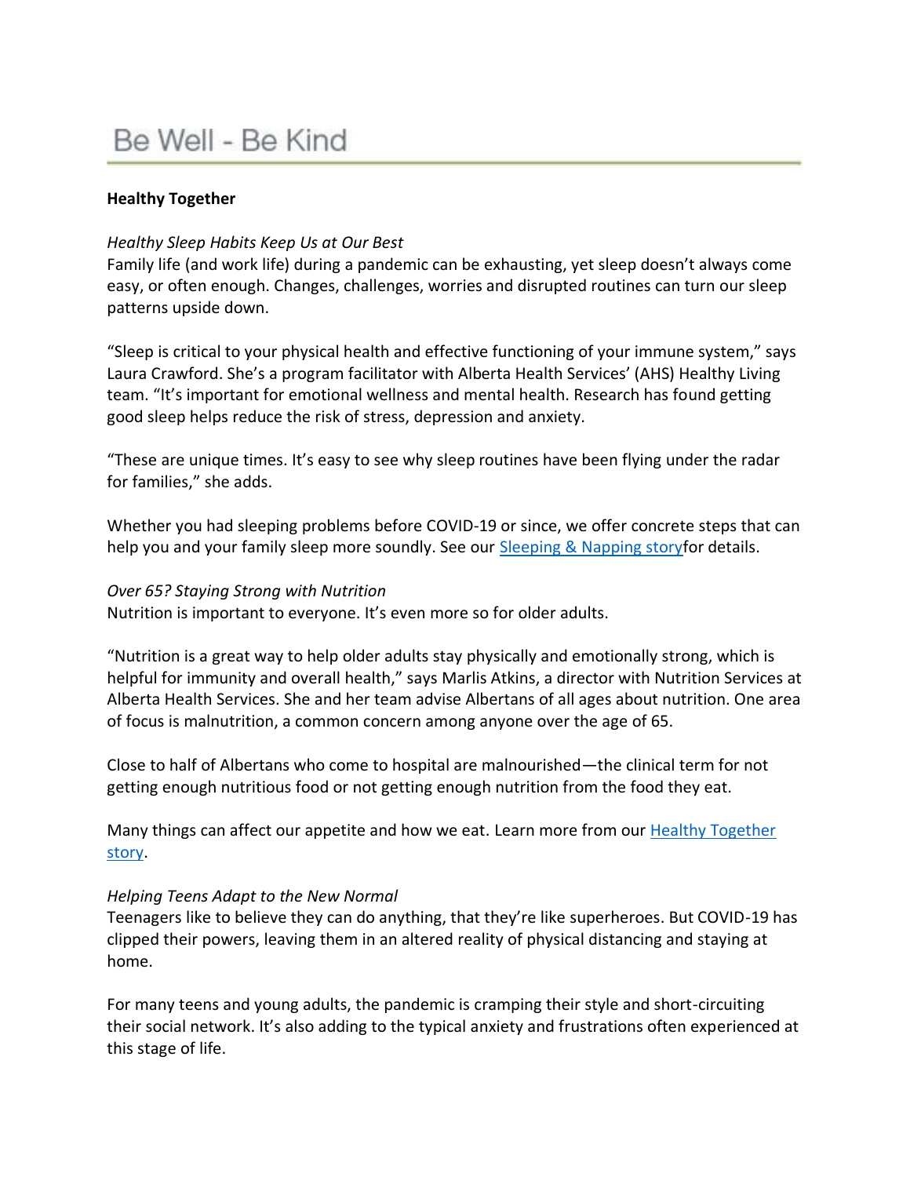# Be Well - Be Kind

**Healthy Together**

*Healthy Sleep Habits Keep Us at Our Best*
Family life (and work life) during a pandemic can be exhausting, yet sleep doesn't always come easy, or often enough. Changes, challenges, worries and disrupted routines can turn our sleep patterns upside down.

"Sleep is critical to your physical health and effective functioning of your immune system," says Laura Crawford. She's a program facilitator with Alberta Health Services' (AHS) Healthy Living team. "It's important for emotional wellness and mental health. Research has found getting good sleep helps reduce the risk of stress, depression and anxiety.

"These are unique times. It's easy to see why sleep routines have been flying under the radar for families," she adds.

Whether you had sleeping problems before COVID-19 or since, we offer concrete steps that can help you and your family sleep more soundly. See our Sleeping & Napping storyfor details.

*Over 65? Staying Strong with Nutrition*
Nutrition is important to everyone. It's even more so for older adults.

"Nutrition is a great way to help older adults stay physically and emotionally strong, which is helpful for immunity and overall health," says Marlis Atkins, a director with Nutrition Services at Alberta Health Services. She and her team advise Albertans of all ages about nutrition. One area of focus is malnutrition, a common concern among anyone over the age of 65.

Close to half of Albertans who come to hospital are malnourished—the clinical term for not getting enough nutritious food or not getting enough nutrition from the food they eat.

Many things can affect our appetite and how we eat. Learn more from our Healthy Together story.

*Helping Teens Adapt to the New Normal*
Teenagers like to believe they can do anything, that they're like superheroes. But COVID-19 has clipped their powers, leaving them in an altered reality of physical distancing and staying at home.

For many teens and young adults, the pandemic is cramping their style and short-circuiting their social network. It's also adding to the typical anxiety and frustrations often experienced at this stage of life.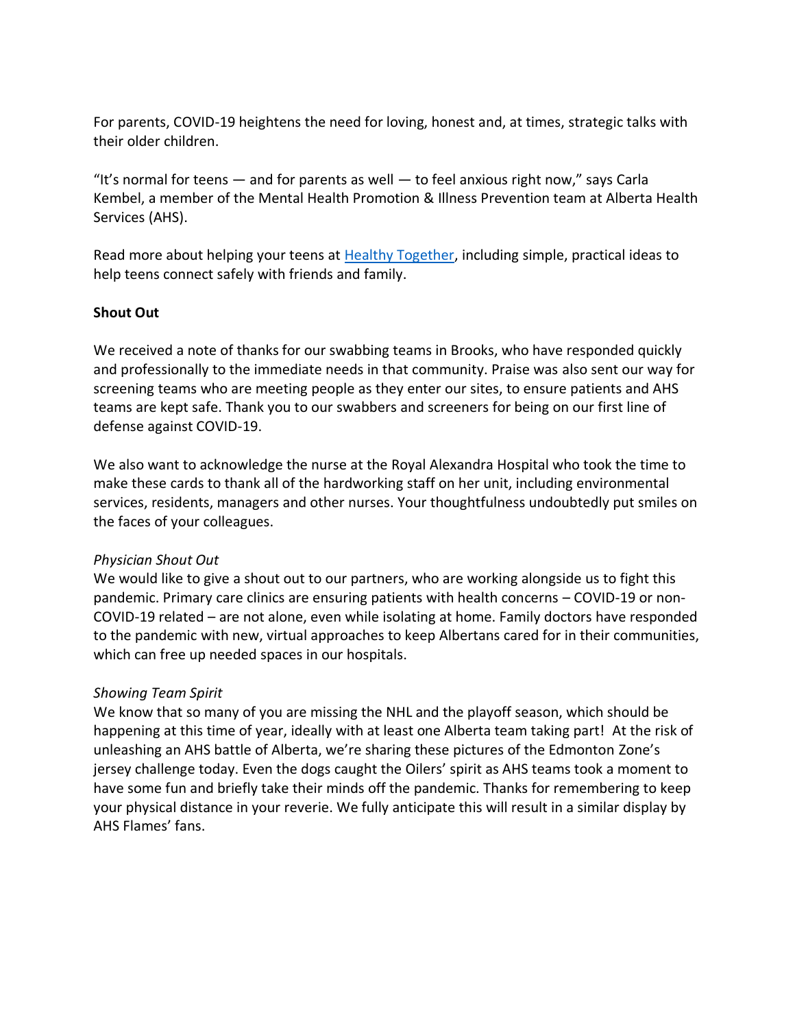For parents, COVID-19 heightens the need for loving, honest and, at times, strategic talks with their older children.

"It's normal for teens — and for parents as well — to feel anxious right now," says Carla Kembel, a member of the Mental Health Promotion & Illness Prevention team at Alberta Health Services (AHS).

Read more about helping your teens at Healthy Together, including simple, practical ideas to help teens connect safely with friends and family.

**Shout Out**

We received a note of thanks for our swabbing teams in Brooks, who have responded quickly and professionally to the immediate needs in that community. Praise was also sent our way for screening teams who are meeting people as they enter our sites, to ensure patients and AHS teams are kept safe. Thank you to our swabbers and screeners for being on our first line of defense against COVID-19.

We also want to acknowledge the nurse at the Royal Alexandra Hospital who took the time to make these cards to thank all of the hardworking staff on her unit, including environmental services, residents, managers and other nurses. Your thoughtfulness undoubtedly put smiles on the faces of your colleagues.

*Physician Shout Out*
We would like to give a shout out to our partners, who are working alongside us to fight this pandemic. Primary care clinics are ensuring patients with health concerns – COVID-19 or non-COVID-19 related – are not alone, even while isolating at home. Family doctors have responded to the pandemic with new, virtual approaches to keep Albertans cared for in their communities, which can free up needed spaces in our hospitals.

*Showing Team Spirit*
We know that so many of you are missing the NHL and the playoff season, which should be happening at this time of year, ideally with at least one Alberta team taking part! At the risk of unleashing an AHS battle of Alberta, we're sharing these pictures of the Edmonton Zone's jersey challenge today. Even the dogs caught the Oilers' spirit as AHS teams took a moment to have some fun and briefly take their minds off the pandemic. Thanks for remembering to keep your physical distance in your reverie. We fully anticipate this will result in a similar display by AHS Flames' fans.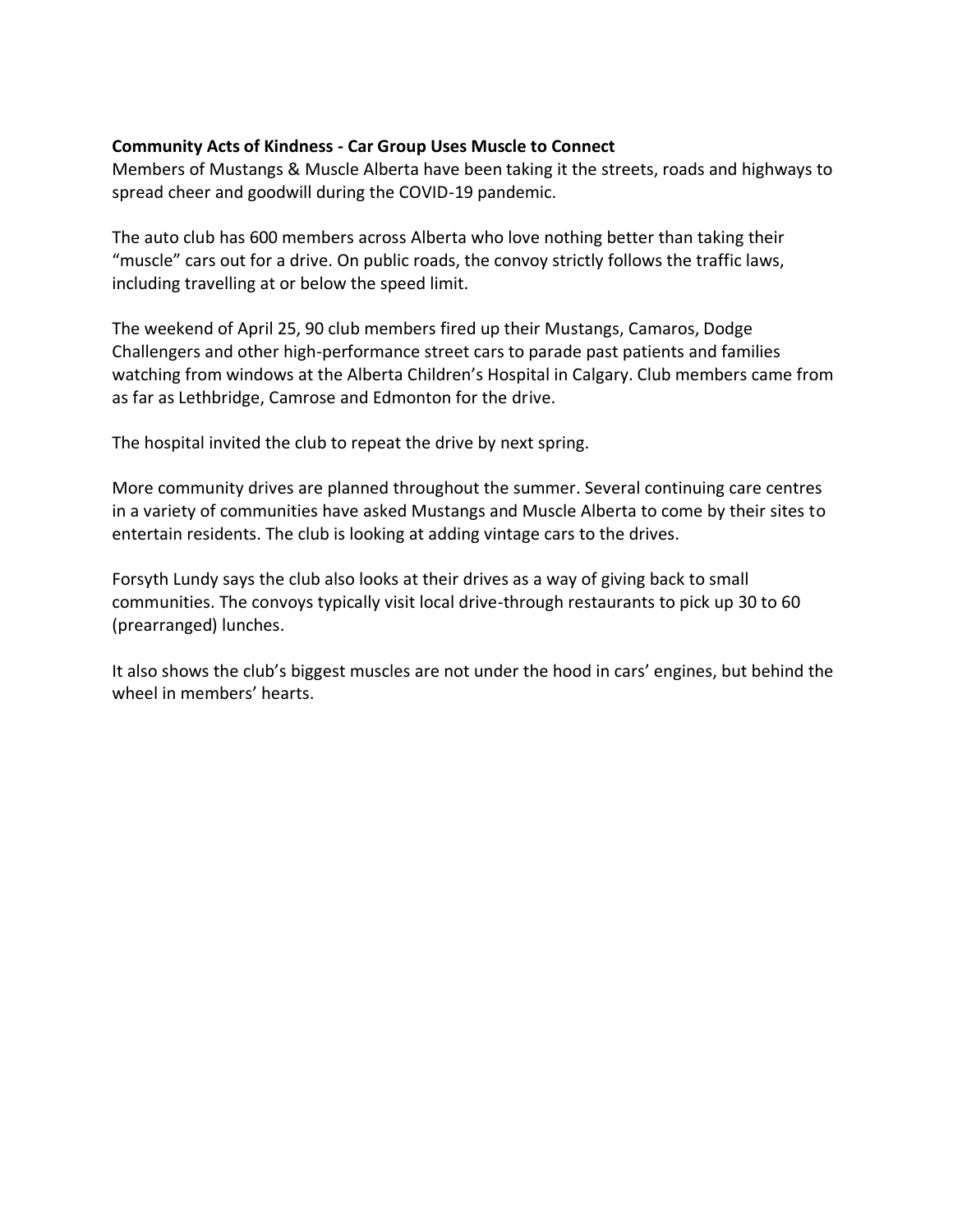**Community Acts of Kindness - Car Group Uses Muscle to Connect**
Members of Mustangs & Muscle Alberta have been taking it the streets, roads and highways to spread cheer and goodwill during the COVID-19 pandemic.

The auto club has 600 members across Alberta who love nothing better than taking their "muscle" cars out for a drive. On public roads, the convoy strictly follows the traffic laws, including travelling at or below the speed limit.

The weekend of April 25, 90 club members fired up their Mustangs, Camaros, Dodge Challengers and other high-performance street cars to parade past patients and families watching from windows at the Alberta Children's Hospital in Calgary. Club members came from as far as Lethbridge, Camrose and Edmonton for the drive.

The hospital invited the club to repeat the drive by next spring.

More community drives are planned throughout the summer. Several continuing care centres in a variety of communities have asked Mustangs and Muscle Alberta to come by their sites to entertain residents. The club is looking at adding vintage cars to the drives.

Forsyth Lundy says the club also looks at their drives as a way of giving back to small communities. The convoys typically visit local drive-through restaurants to pick up 30 to 60 (prearranged) lunches.

It also shows the club's biggest muscles are not under the hood in cars' engines, but behind the wheel in members' hearts.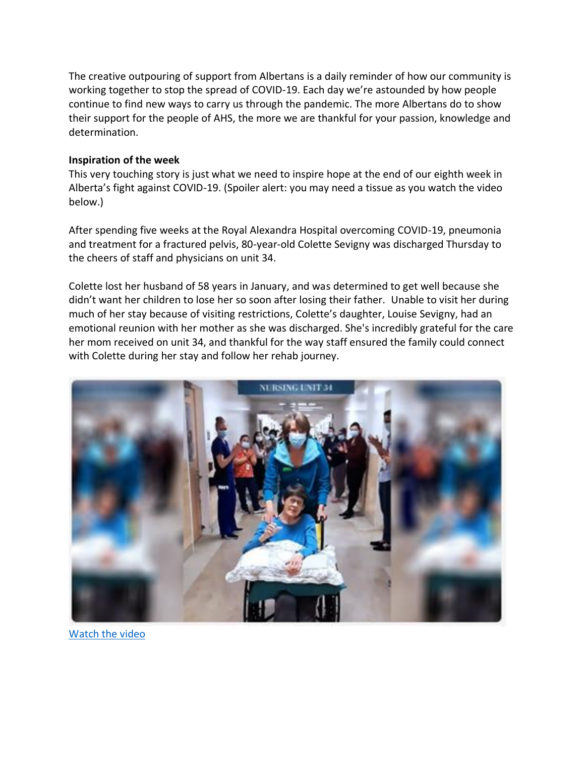The creative outpouring of support from Albertans is a daily reminder of how our community is working together to stop the spread of COVID-19. Each day we're astounded by how people continue to find new ways to carry us through the pandemic. The more Albertans do to show their support for the people of AHS, the more we are thankful for your passion, knowledge and determination.

**Inspiration of the week**

This very touching story is just what we need to inspire hope at the end of our eighth week in Alberta's fight against COVID-19. (Spoiler alert: you may need a tissue as you watch the video below.)

After spending five weeks at the Royal Alexandra Hospital overcoming COVID-19, pneumonia and treatment for a fractured pelvis, 80-year-old Colette Sevigny was discharged Thursday to the cheers of staff and physicians on unit 34.

Colette lost her husband of 58 years in January, and was determined to get well because she didn't want her children to lose her so soon after losing their father. Unable to visit her during much of her stay because of visiting restrictions, Colette's daughter, Louise Sevigny, had an emotional reunion with her mother as she was discharged. She's incredibly grateful for the care her mom received on unit 34, and thankful for the way staff ensured the family could connect with Colette during her stay and follow her rehab journey.

[Watch the video]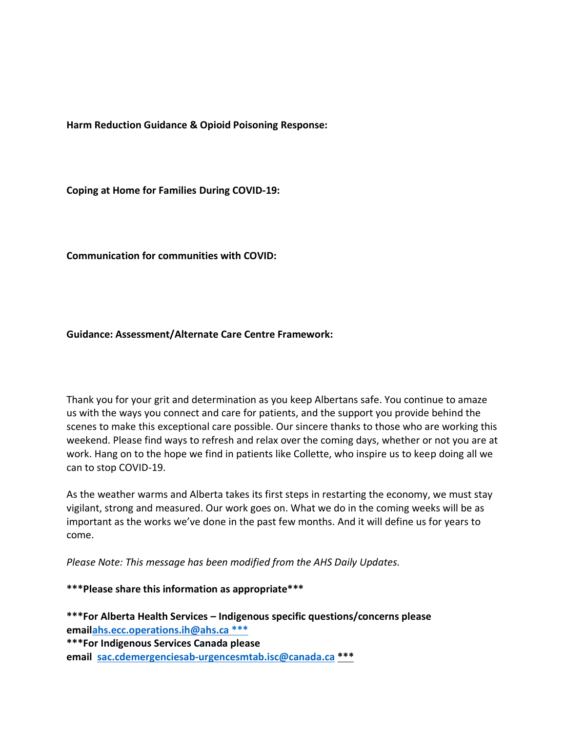**Harm Reduction Guidance & Opioid Poisoning Response:**

**Coping at Home for Families During COVID-19:**

**Communication for communities with COVID:**

**Guidance: Assessment/Alternate Care Centre Framework:**

Thank you for your grit and determination as you keep Albertans safe. You continue to amaze us with the ways you connect and care for patients, and the support you provide behind the scenes to make this exceptional care possible. Our sincere thanks to those who are working this weekend. Please find ways to refresh and relax over the coming days, whether or not you are at work. Hang on to the hope we find in patients like Collette, who inspire us to keep doing all we can to stop COVID-19.

As the weather warms and Alberta takes its first steps in restarting the economy, we must stay vigilant, strong and measured. Our work goes on. What we do in the coming weeks will be as important as the works we've done in the past few months. And it will define us for years to come.

*Please Note: This message has been modified from the AHS Daily Updates.*

**\*\*\*Please share this information as appropriate\*\*\***

**\*\*\*For Alberta Health Services – Indigenous specific questions/concerns please emailahs.ecc.operations.ih@ahs.ca \*\*\***
**\*\*\*For Indigenous Services Canada please email sac.cdemergenciesab-urgencesmtab.isc@canada.ca \*\*\***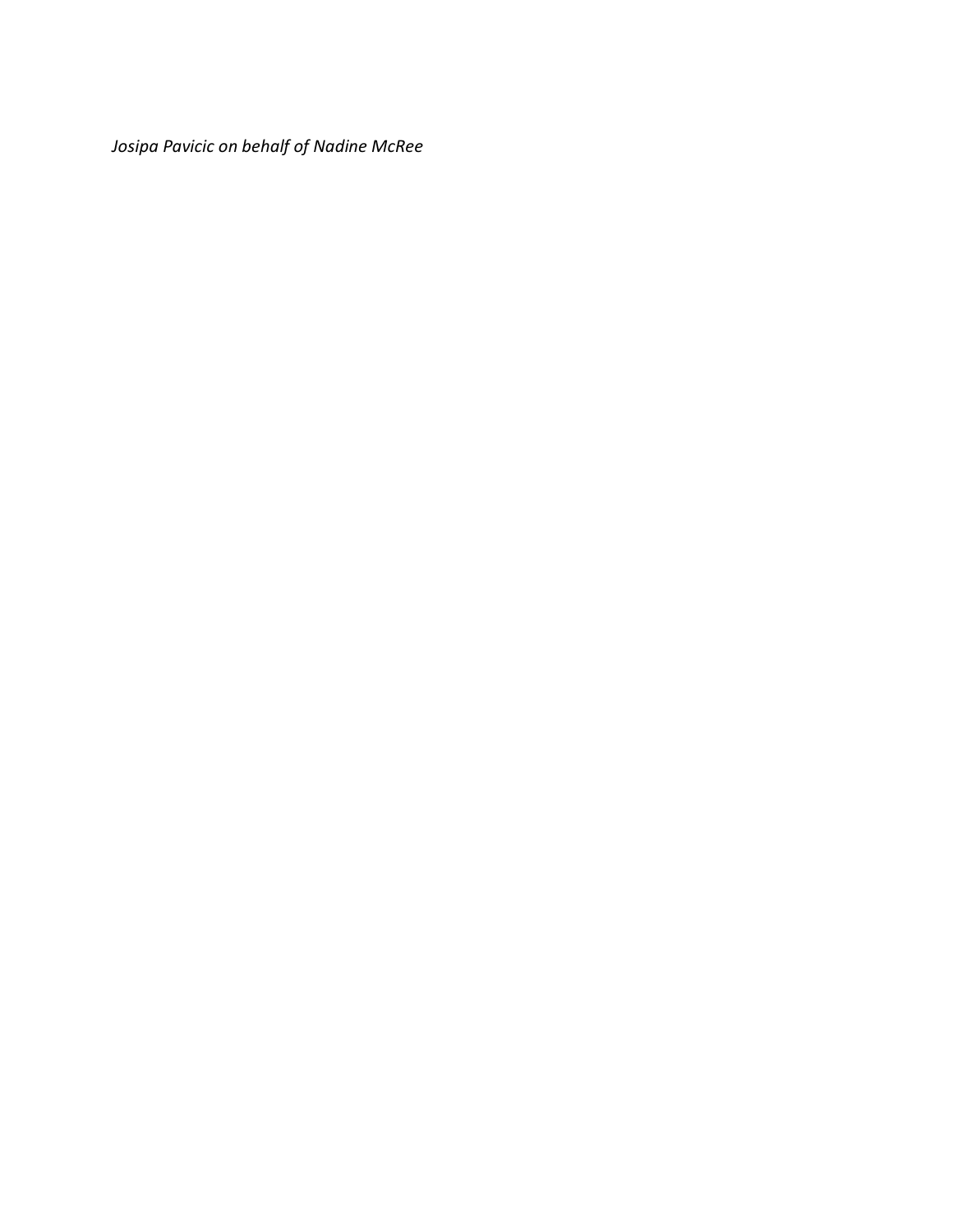*Josipa Pavicic on behalf of Nadine McRee*